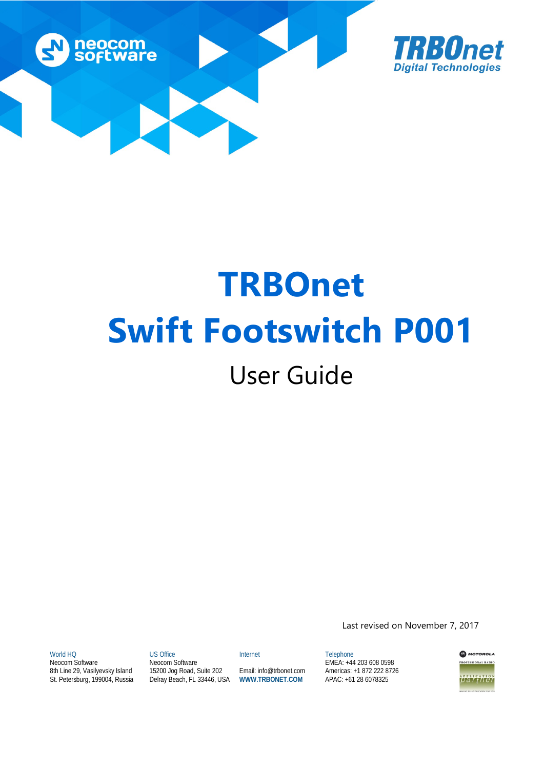# TRBOnet

# Swift Footswitch P001

## User Guide

Last revised on November 7, 2017

World HQ
Neocom Software
8th Line 29, Vasilyevsky Island
St. Petersburg, 199004, Russia

US Office
Neocom Software
15200 Jog Road, Suite 202
Delray Beach, FL 33446, USA

Internet
Email: info@trbonet.com
**WWW.TRBONET.COM**

Telephone
EMEA: +44 203 608 0598
Americas: +1 872 222 8726
APAC: +61 28 6078325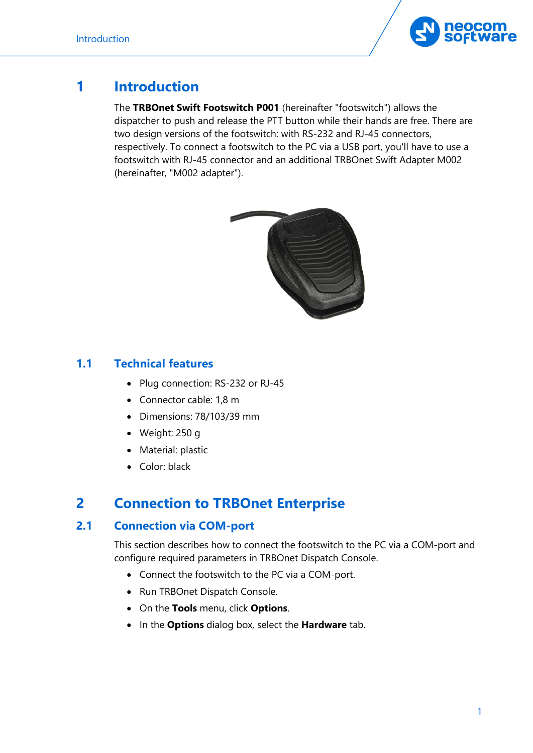# 1 Introduction

The **TRBOnet Swift Footswitch P001** (hereinafter "footswitch") allows the dispatcher to push and release the PTT button while their hands are free. There are two design versions of the footswitch: with RS-232 and RJ-45 connectors, respectively. To connect a footswitch to the PC via a USB port, you'll have to use a footswitch with RJ-45 connector and an additional TRBOnet Swift Adapter M002 (hereinafter, "M002 adapter").

## 1.1 Technical features

- Plug connection: RS-232 or RJ-45
- Connector cable: 1,8 m
- Dimensions: 78/103/39 mm
- Weight: 250 g
- Material: plastic
- Color: black

# 2 Connection to TRBOnet Enterprise

## 2.1 Connection via COM-port

This section describes how to connect the footswitch to the PC via a COM-port and configure required parameters in TRBOnet Dispatch Console.

- Connect the footswitch to the PC via a COM-port.
- Run TRBOnet Dispatch Console.
- On the **Tools** menu, click **Options**.
- In the **Options** dialog box, select the **Hardware** tab.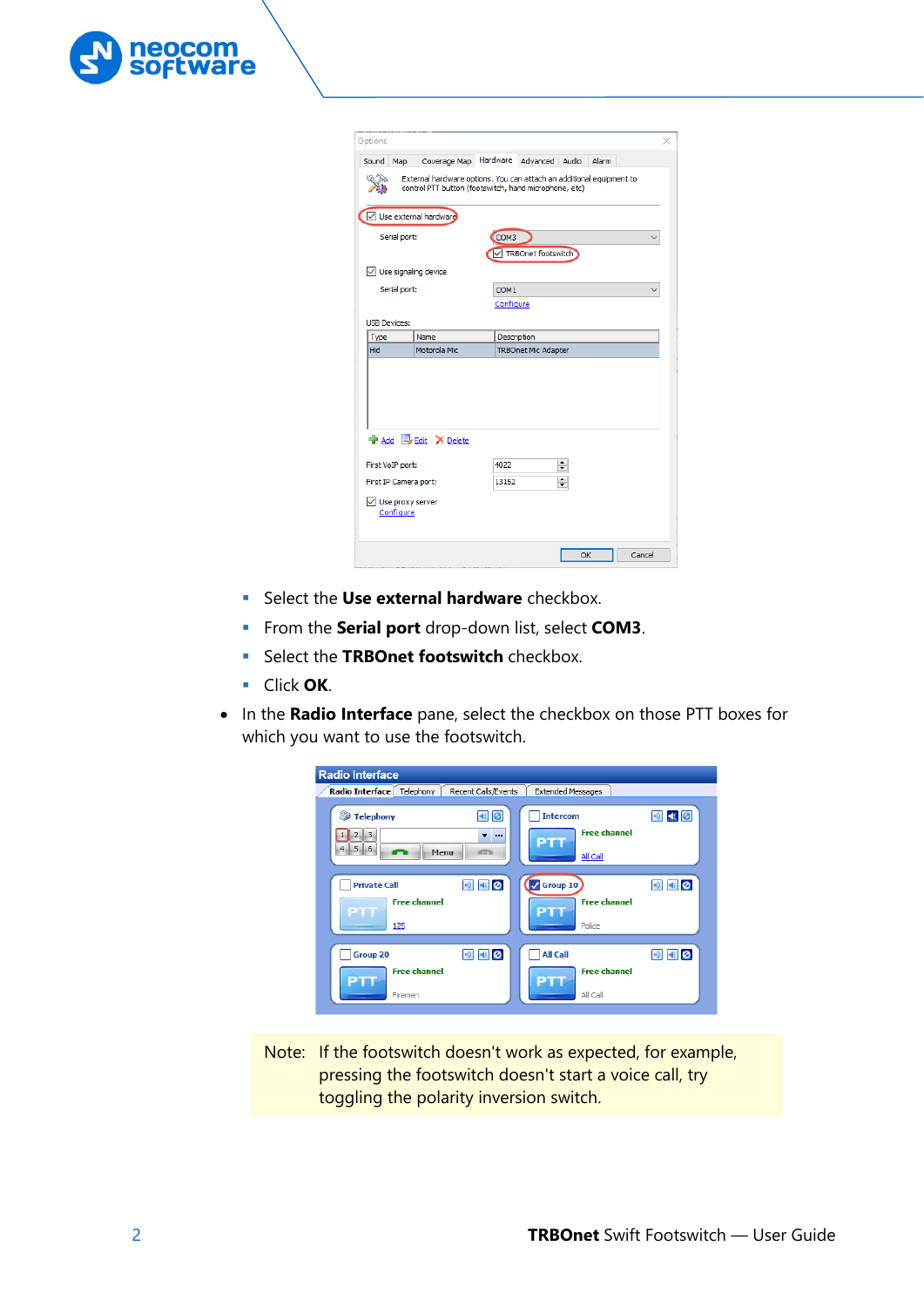- Select the **Use external hardware** checkbox.
- From the **Serial port** drop-down list, select **COM3**.
- Select the **TRBOnet footswitch** checkbox.
- Click **OK**.

- In the **Radio Interface** pane, select the checkbox on those PTT boxes for which you want to use the footswitch.

> Note: If the footswitch doesn't work as expected, for example, pressing the footswitch doesn't start a voice call, try toggling the polarity inversion switch.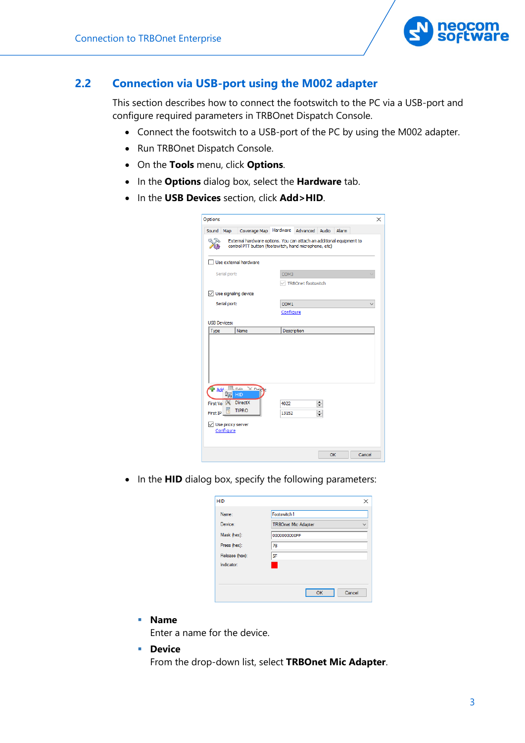## 2.2 Connection via USB-port using the M002 adapter

This section describes how to connect the footswitch to the PC via a USB-port and configure required parameters in TRBOnet Dispatch Console.

- Connect the footswitch to a USB-port of the PC by using the M002 adapter.
- Run TRBOnet Dispatch Console.
- On the **Tools** menu, click **Options**.
- In the **Options** dialog box, select the **Hardware** tab.
- In the **USB Devices** section, click **Add>HID**.

- In the **HID** dialog box, specify the following parameters:

  - **Name**
    Enter a name for the device.
  - **Device**
    From the drop-down list, select **TRBOnet Mic Adapter**.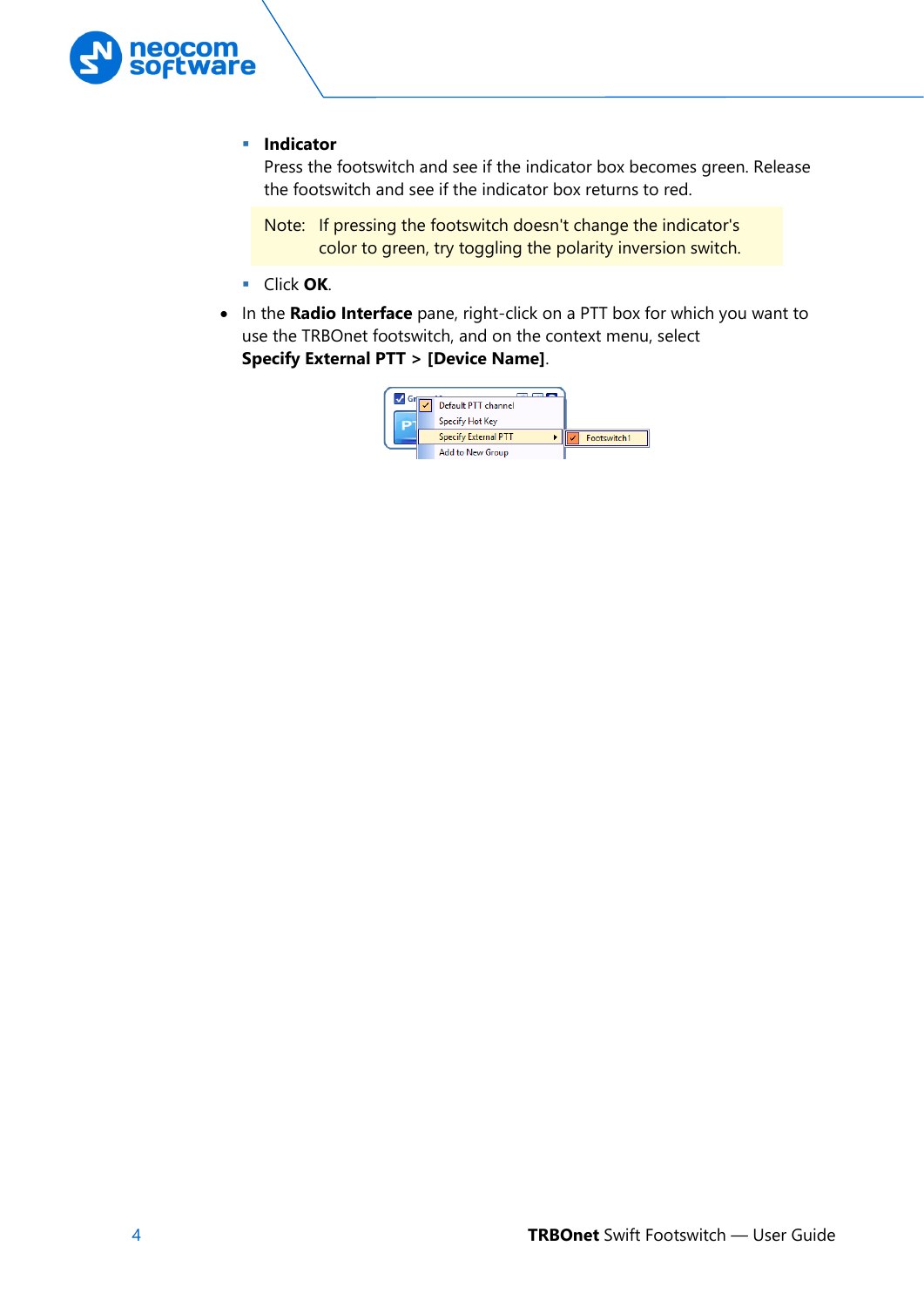- **Indicator**
  Press the footswitch and see if the indicator box becomes green. Release the footswitch and see if the indicator box returns to red.

  Note: If pressing the footswitch doesn't change the indicator's color to green, try toggling the polarity inversion switch.

- Click **OK**.

- In the **Radio Interface** pane, right-click on a PTT box for which you want to use the TRBOnet footswitch, and on the context menu, select **Specify External PTT > [Device Name]**.